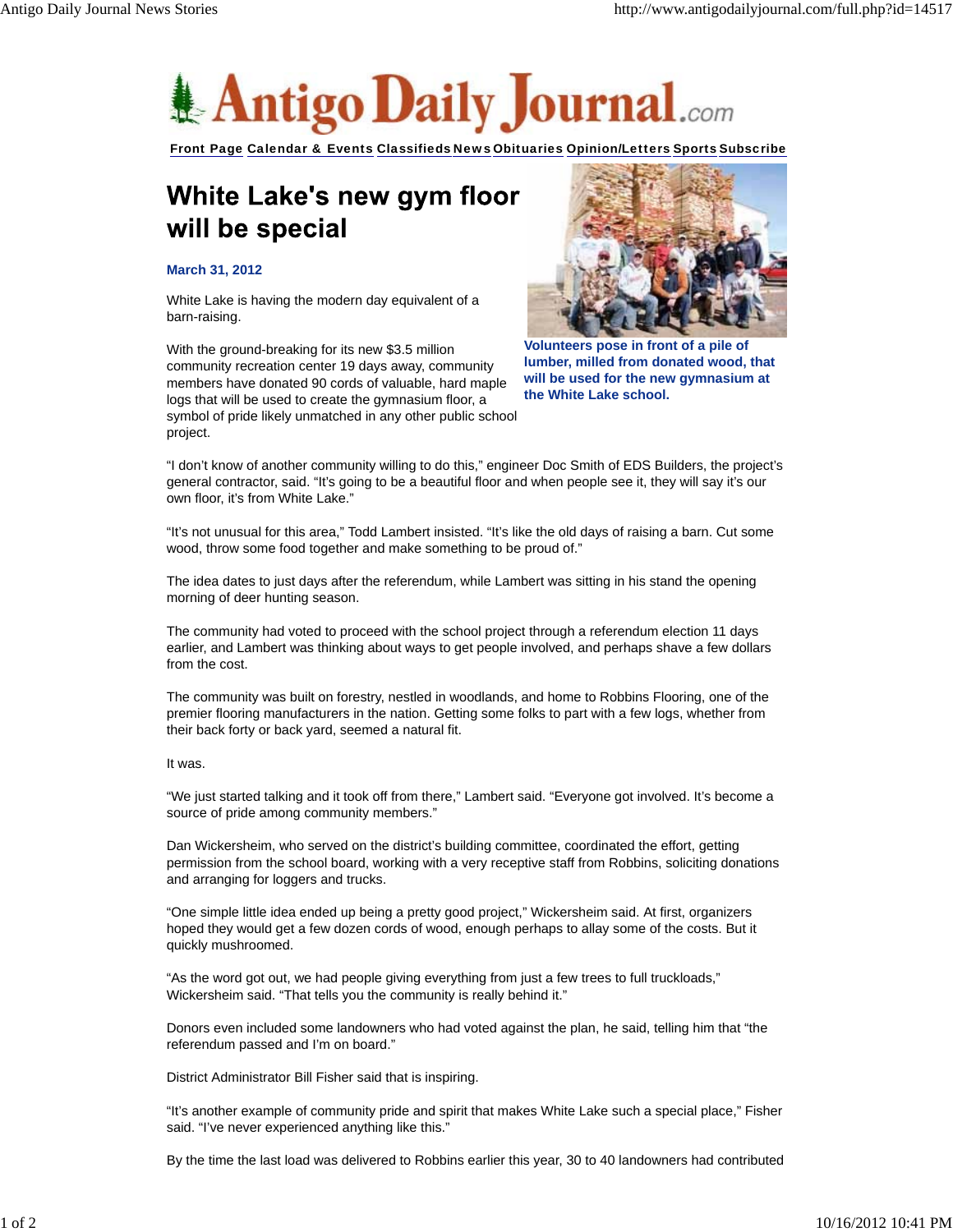Front Page Calendar & Events Classifieds News Obituaries Opinion/Letters Sports Subscribe

# White Lake's new gym floor will be special

**March 31, 2012**

Volunteers pose in front of a pile of lumber, milled from donated wood, that will be used for the new gymnasium at the White Lake school.

White Lake is having the modern day equivalent of a barn-raising.

With the ground-breaking for its new $3.5 million community recreation center 19 days away, community members have donated 90 cords of valuable, hard maple logs that will be used to create the gymnasium floor, a symbol of pride likely unmatched in any other public school project.

"I don't know of another community willing to do this," engineer Doc Smith of EDS Builders, the project's general contractor, said. "It's going to be a beautiful floor and when people see it, they will say it's our own floor, it's from White Lake."

"It's not unusual for this area," Todd Lambert insisted. "It's like the old days of raising a barn. Cut some wood, throw some food together and make something to be proud of."

The idea dates to just days after the referendum, while Lambert was sitting in his stand the opening morning of deer hunting season.

The community had voted to proceed with the school project through a referendum election 11 days earlier, and Lambert was thinking about ways to get people involved, and perhaps shave a few dollars from the cost.

The community was built on forestry, nestled in woodlands, and home to Robbins Flooring, one of the premier flooring manufacturers in the nation. Getting some folks to part with a few logs, whether from their back forty or back yard, seemed a natural fit.

It was.

"We just started talking and it took off from there," Lambert said. "Everyone got involved. It's become a source of pride among community members."

Dan Wickersheim, who served on the district's building committee, coordinated the effort, getting permission from the school board, working with a very receptive staff from Robbins, soliciting donations and arranging for loggers and trucks.

"One simple little idea ended up being a pretty good project," Wickersheim said. At first, organizers hoped they would get a few dozen cords of wood, enough perhaps to allay some of the costs. But it quickly mushroomed.

"As the word got out, we had people giving everything from just a few trees to full truckloads," Wickersheim said. "That tells you the community is really behind it."

Donors even included some landowners who had voted against the plan, he said, telling him that "the referendum passed and I'm on board."

District Administrator Bill Fisher said that is inspiring.

"It's another example of community pride and spirit that makes White Lake such a special place," Fisher said. "I've never experienced anything like this."

By the time the last load was delivered to Robbins earlier this year, 30 to 40 landowners had contributed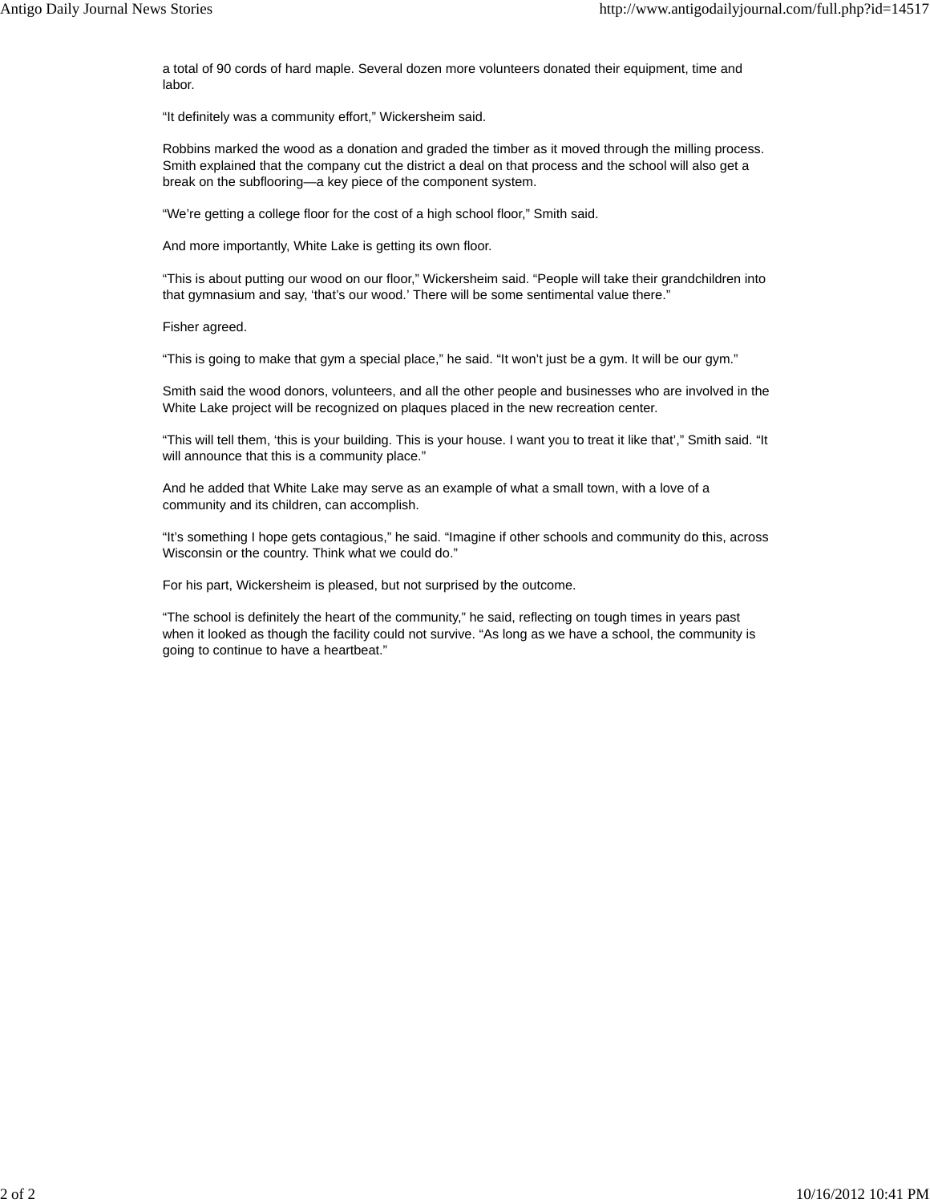a total of 90 cords of hard maple. Several dozen more volunteers donated their equipment, time and labor.

“It definitely was a community effort,” Wickersheim said.

Robbins marked the wood as a donation and graded the timber as it moved through the milling process. Smith explained that the company cut the district a deal on that process and the school will also get a break on the subflooring—a key piece of the component system.

“We’re getting a college floor for the cost of a high school floor,” Smith said.

And more importantly, White Lake is getting its own floor.

“This is about putting our wood on our floor,” Wickersheim said. “People will take their grandchildren into that gymnasium and say, ‘that’s our wood.’ There will be some sentimental value there.”

Fisher agreed.

“This is going to make that gym a special place,” he said. “It won’t just be a gym. It will be our gym.”

Smith said the wood donors, volunteers, and all the other people and businesses who are involved in the White Lake project will be recognized on plaques placed in the new recreation center.

“This will tell them, ‘this is your building. This is your house. I want you to treat it like that’,” Smith said. “It will announce that this is a community place.”

And he added that White Lake may serve as an example of what a small town, with a love of a community and its children, can accomplish.

“It’s something I hope gets contagious,” he said. “Imagine if other schools and community do this, across Wisconsin or the country. Think what we could do.”

For his part, Wickersheim is pleased, but not surprised by the outcome.

“The school is definitely the heart of the community,” he said, reflecting on tough times in years past when it looked as though the facility could not survive. “As long as we have a school, the community is going to continue to have a heartbeat.”